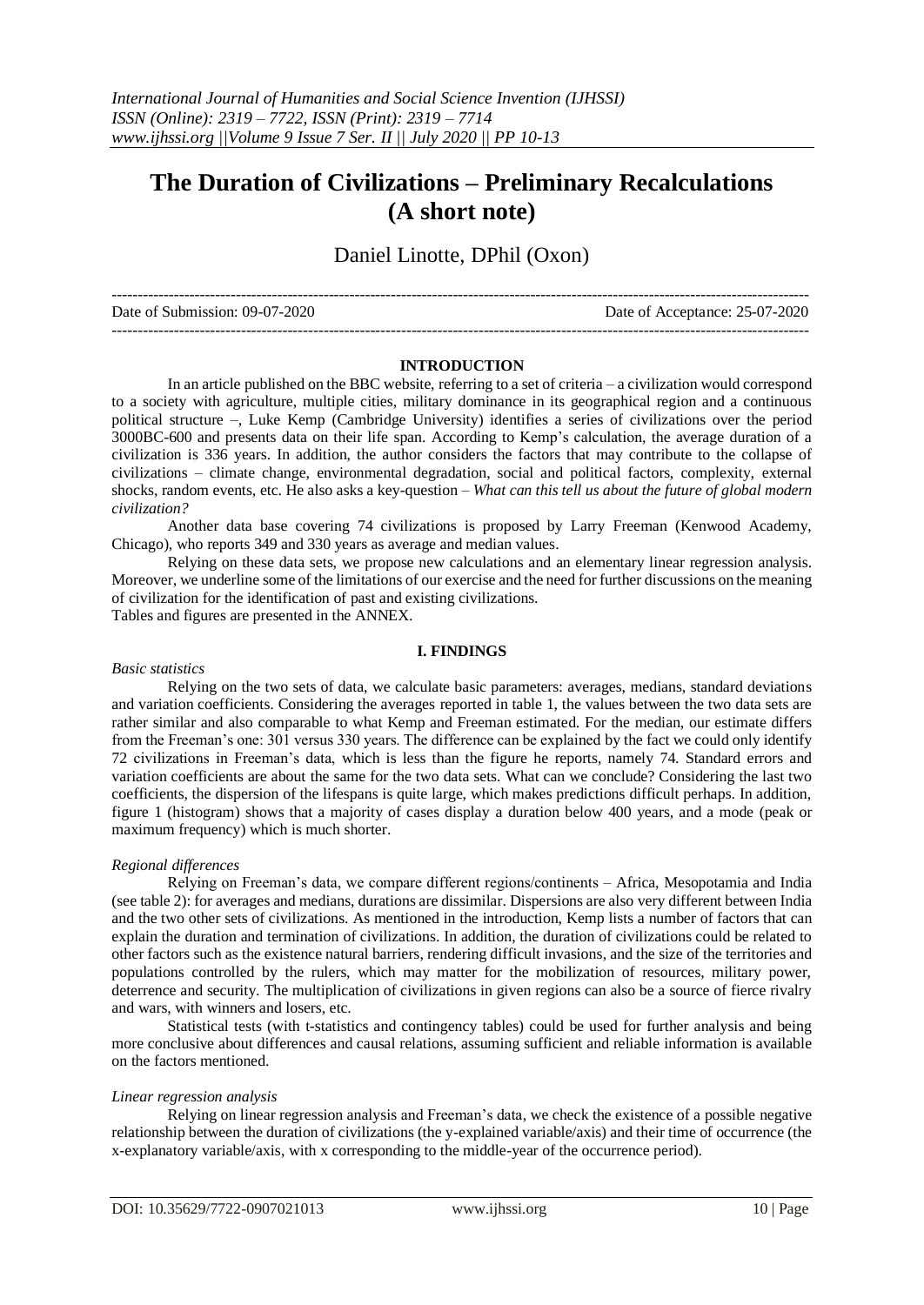# The Duration of Civilizations – Preliminary Recalculations (A short note)

Daniel Linotte, DPhil (Oxon)

---

Date of Submission: 09-07-2020 Date of Acceptance: 25-07-2020

---

## INTRODUCTION

In an article published on the BBC website, referring to a set of criteria – a civilization would correspond to a society with agriculture, multiple cities, military dominance in its geographical region and a continuous political structure –, Luke Kemp (Cambridge University) identifies a series of civilizations over the period 3000BC-600 and presents data on their life span. According to Kemp's calculation, the average duration of a civilization is 336 years. In addition, the author considers the factors that may contribute to the collapse of civilizations – climate change, environmental degradation, social and political factors, complexity, external shocks, random events, etc. He also asks a key-question – *What can this tell us about the future of global modern civilization?*

Another data base covering 74 civilizations is proposed by Larry Freeman (Kenwood Academy, Chicago), who reports 349 and 330 years as average and median values.

Relying on these data sets, we propose new calculations and an elementary linear regression analysis. Moreover, we underline some of the limitations of our exercise and the need for further discussions on the meaning of civilization for the identification of past and existing civilizations.

Tables and figures are presented in the ANNEX.

## I. FINDINGS

*Basic statistics*

Relying on the two sets of data, we calculate basic parameters: averages, medians, standard deviations and variation coefficients. Considering the averages reported in table 1, the values between the two data sets are rather similar and also comparable to what Kemp and Freeman estimated. For the median, our estimate differs from the Freeman's one: 301 versus 330 years. The difference can be explained by the fact we could only identify 72 civilizations in Freeman's data, which is less than the figure he reports, namely 74. Standard errors and variation coefficients are about the same for the two data sets. What can we conclude? Considering the last two coefficients, the dispersion of the lifespans is quite large, which makes predictions difficult perhaps. In addition, figure 1 (histogram) shows that a majority of cases display a duration below 400 years, and a mode (peak or maximum frequency) which is much shorter.

*Regional differences*

Relying on Freeman's data, we compare different regions/continents – Africa, Mesopotamia and India (see table 2): for averages and medians, durations are dissimilar. Dispersions are also very different between India and the two other sets of civilizations. As mentioned in the introduction, Kemp lists a number of factors that can explain the duration and termination of civilizations. In addition, the duration of civilizations could be related to other factors such as the existence natural barriers, rendering difficult invasions, and the size of the territories and populations controlled by the rulers, which may matter for the mobilization of resources, military power, deterrence and security. The multiplication of civilizations in given regions can also be a source of fierce rivalry and wars, with winners and losers, etc.

Statistical tests (with t-statistics and contingency tables) could be used for further analysis and being more conclusive about differences and causal relations, assuming sufficient and reliable information is available on the factors mentioned.

*Linear regression analysis*

Relying on linear regression analysis and Freeman's data, we check the existence of a possible negative relationship between the duration of civilizations (the y-explained variable/axis) and their time of occurrence (the x-explanatory variable/axis, with x corresponding to the middle-year of the occurrence period).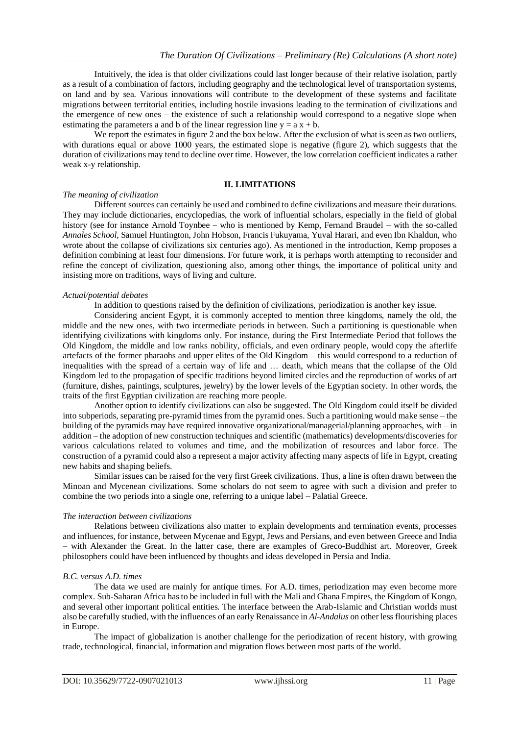Intuitively, the idea is that older civilizations could last longer because of their relative isolation, partly as a result of a combination of factors, including geography and the technological level of transportation systems, on land and by sea. Various innovations will contribute to the development of these systems and facilitate migrations between territorial entities, including hostile invasions leading to the termination of civilizations and the emergence of new ones – the existence of such a relationship would correspond to a negative slope when estimating the parameters a and b of the linear regression line $y = a\,x + b$.

We report the estimates in figure 2 and the box below. After the exclusion of what is seen as two outliers, with durations equal or above 1000 years, the estimated slope is negative (figure 2), which suggests that the duration of civilizations may tend to decline over time. However, the low correlation coefficient indicates a rather weak x-y relationship.

## II. LIMITATIONS

*The meaning of civilization*

Different sources can certainly be used and combined to define civilizations and measure their durations. They may include dictionaries, encyclopedias, the work of influential scholars, especially in the field of global history (see for instance Arnold Toynbee – who is mentioned by Kemp, Fernand Braudel – with the so-called *Annales School*, Samuel Huntington, John Hobson, Francis Fukuyama, Yuval Harari, and even Ibn Khaldun, who wrote about the collapse of civilizations six centuries ago). As mentioned in the introduction, Kemp proposes a definition combining at least four dimensions. For future work, it is perhaps worth attempting to reconsider and refine the concept of civilization, questioning also, among other things, the importance of political unity and insisting more on traditions, ways of living and culture.

*Actual/potential debates*

In addition to questions raised by the definition of civilizations, periodization is another key issue.

Considering ancient Egypt, it is commonly accepted to mention three kingdoms, namely the old, the middle and the new ones, with two intermediate periods in between. Such a partitioning is questionable when identifying civilizations with kingdoms only. For instance, during the First Intermediate Period that follows the Old Kingdom, the middle and low ranks nobility, officials, and even ordinary people, would copy the afterlife artefacts of the former pharaohs and upper elites of the Old Kingdom – this would correspond to a reduction of inequalities with the spread of a certain way of life and … death, which means that the collapse of the Old Kingdom led to the propagation of specific traditions beyond limited circles and the reproduction of works of art (furniture, dishes, paintings, sculptures, jewelry) by the lower levels of the Egyptian society. In other words, the traits of the first Egyptian civilization are reaching more people.

Another option to identify civilizations can also be suggested. The Old Kingdom could itself be divided into subperiods, separating pre-pyramid times from the pyramid ones. Such a partitioning would make sense – the building of the pyramids may have required innovative organizational/managerial/planning approaches, with – in addition – the adoption of new construction techniques and scientific (mathematics) developments/discoveries for various calculations related to volumes and time, and the mobilization of resources and labor force. The construction of a pyramid could also a represent a major activity affecting many aspects of life in Egypt, creating new habits and shaping beliefs.

Similar issues can be raised for the very first Greek civilizations. Thus, a line is often drawn between the Minoan and Mycenean civilizations. Some scholars do not seem to agree with such a division and prefer to combine the two periods into a single one, referring to a unique label – Palatial Greece.

*The interaction between civilizations*

Relations between civilizations also matter to explain developments and termination events, processes and influences, for instance, between Mycenae and Egypt, Jews and Persians, and even between Greece and India – with Alexander the Great. In the latter case, there are examples of Greco-Buddhist art. Moreover, Greek philosophers could have been influenced by thoughts and ideas developed in Persia and India.

*B.C. versus A.D. times*

The data we used are mainly for antique times. For A.D. times, periodization may even become more complex. Sub-Saharan Africa has to be included in full with the Mali and Ghana Empires, the Kingdom of Kongo, and several other important political entities. The interface between the Arab-Islamic and Christian worlds must also be carefully studied, with the influences of an early Renaissance in *Al-Andalus* on other less flourishing places in Europe.

The impact of globalization is another challenge for the periodization of recent history, with growing trade, technological, financial, information and migration flows between most parts of the world.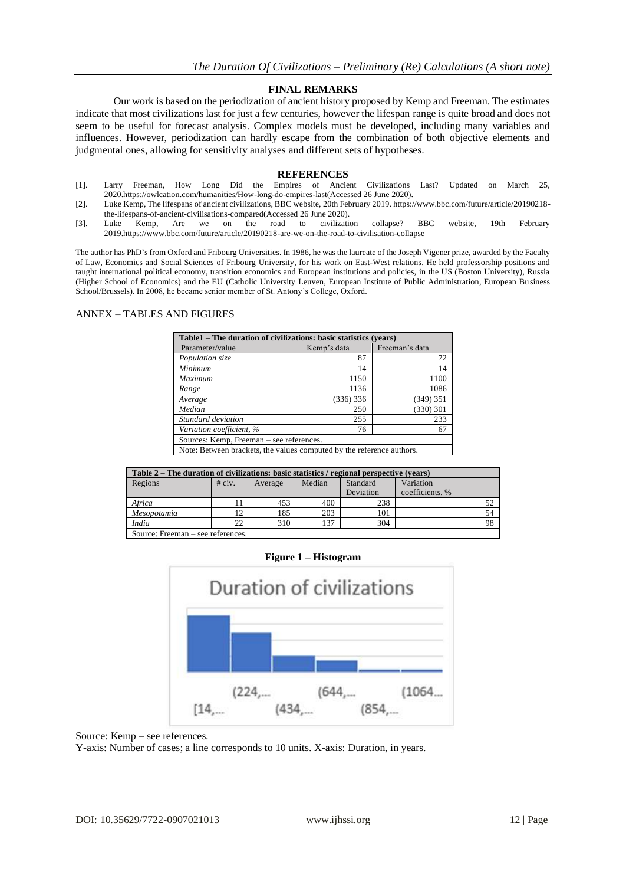## FINAL REMARKS

Our work is based on the periodization of ancient history proposed by Kemp and Freeman. The estimates indicate that most civilizations last for just a few centuries, however the lifespan range is quite broad and does not seem to be useful for forecast analysis. Complex models must be developed, including many variables and influences. However, periodization can hardly escape from the combination of both objective elements and judgmental ones, allowing for sensitivity analyses and different sets of hypotheses.

## REFERENCES

[1]. Larry Freeman, How Long Did the Empires of Ancient Civilizations Last? Updated on March 25, 2020.https://owlcation.com/humanities/How-long-do-empires-last(Accessed 26 June 2020).

[2]. Luke Kemp, The lifespans of ancient civilizations, BBC website, 20th February 2019. https://www.bbc.com/future/article/20190218-the-lifespans-of-ancient-civilisations-compared(Accessed 26 June 2020).

[3]. Luke Kemp, Are we on the road to civilization collapse? BBC website, 19th February 2019.https://www.bbc.com/future/article/20190218-are-we-on-the-road-to-civilisation-collapse

The author has PhD's from Oxford and Fribourg Universities. In 1986, he was the laureate of the Joseph Vigener prize, awarded by the Faculty of Law, Economics and Social Sciences of Fribourg University, for his work on East-West relations. He held professorship positions and taught international political economy, transition economics and European institutions and policies, in the US (Boston University), Russia (Higher School of Economics) and the EU (Catholic University Leuven, European Institute of Public Administration, European Business School/Brussels). In 2008, he became senior member of St. Antony's College, Oxford.

## ANNEX – TABLES AND FIGURES

**Table1 – The duration of civilizations: basic statistics (years)**

| Parameter/value | Kemp's data | Freeman's data |
|---|---|---|
| *Population size* | 87 | 72 |
| *Minimum* | 14 | 14 |
| *Maximum* | 1150 | 1100 |
| *Range* | 1136 | 1086 |
| *Average* | (336) 336 | (349) 351 |
| *Median* | 250 | (330) 301 |
| *Standard deviation* | 255 | 233 |
| *Variation coefficient, %* | 76 | 67 |

Sources: Kemp, Freeman – see references.

Note: Between brackets, the values computed by the reference authors.

**Table 2 – The duration of civilizations: basic statistics / regional perspective (years)**

| Regions | # civ. | Average | Median | Standard Deviation | Variation coefficients, % |
|---|---|---|---|---|---|
| *Africa* | 11 | 453 | 400 | 238 | 52 |
| *Mesopotamia* | 12 | 185 | 203 | 101 | 54 |
| *India* | 22 | 310 | 137 | 304 | 98 |

Source: Freeman – see references.

**Figure 1 – Histogram**

Source: Kemp – see references.

Y-axis: Number of cases; a line corresponds to 10 units. X-axis: Duration, in years.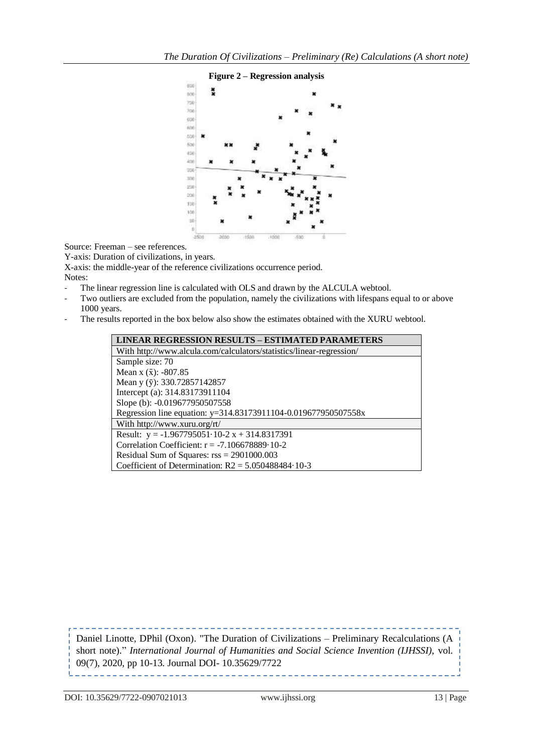**Figure 2 – Regression analysis**

850
800
750
700
650
600
550
500
450
400
350
300
250
200
150
100
50
0

-2500 -2000 -1500 -1000 -500 0

Source: Freeman – see references.
Y-axis: Duration of civilizations, in years.
X-axis: the middle-year of the reference civilizations occurrence period.
Notes:

- The linear regression line is calculated with OLS and drawn by the ALCULA webtool.
- Two outliers are excluded from the population, namely the civilizations with lifespans equal to or above 1000 years.
- The results reported in the box below also show the estimates obtained with the XURU webtool.

| **LINEAR REGRESSION RESULTS – ESTIMATED PARAMETERS** |
|---|
| With http://www.alcula.com/calculators/statistics/linear-regression/ |
| Sample size: 70<br>Mean x ($\bar{x}$): -807.85<br>Mean y ($\bar{y}$): 330.72857142857<br>Intercept (a): 314.83173911104<br>Slope (b): -0.019677950507558<br>Regression line equation: y=314.83173911104-0.019677950507558x |
| With http://www.xuru.org/rt/ |
| Result: $y = -1.967795051 \cdot 10^{-2} x + 314.8317391$<br>Correlation Coefficient: $r = -7.106678889 \cdot 10^{-2}$<br>Residual Sum of Squares: rss = 2901000.003<br>Coefficient of Determination: $R2 = 5.050488484 \cdot 10^{-3}$ |

Daniel Linotte, DPhil (Oxon). "The Duration of Civilizations – Preliminary Recalculations (A short note)." *International Journal of Humanities and Social Science Invention (IJHSSI)*, vol. 09(7), 2020, pp 10-13. Journal DOI- 10.35629/7722